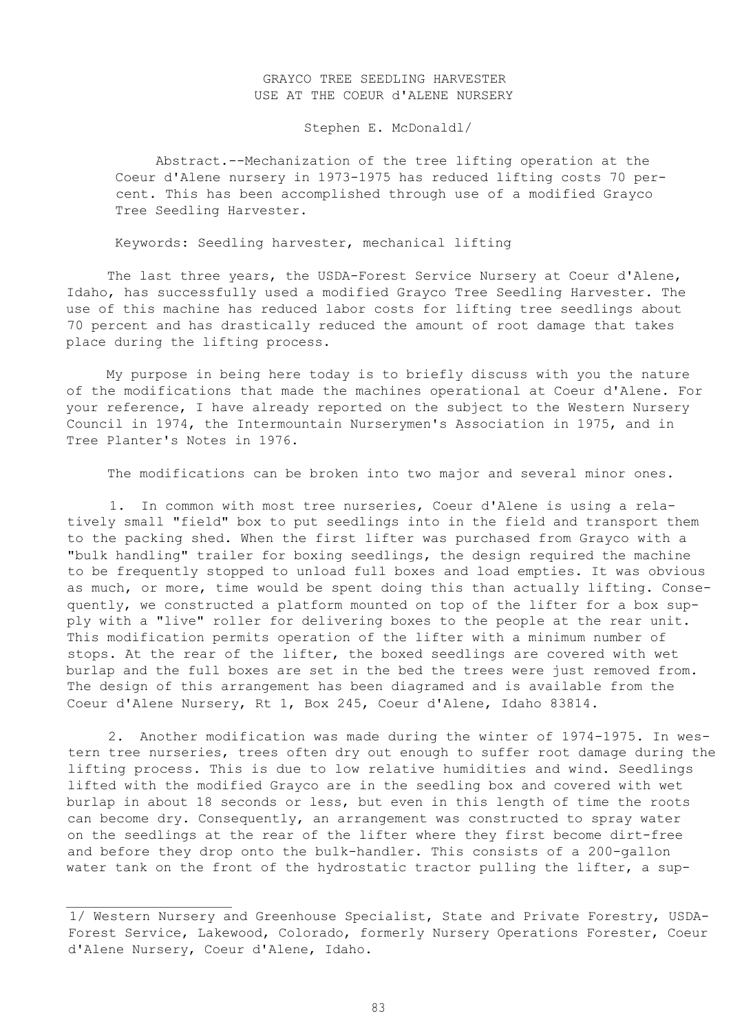# GRAYCO TREE SEEDLING HARVESTER USE AT THE COEUR d'ALENE NURSERY

Stephen E. McDonald[1]

Abstract.--Mechanization of the tree lifting operation at the Coeur d'Alene nursery in 1973-1975 has reduced lifting costs 70 percent. This has been accomplished through use of a modified Grayco Tree Seedling Harvester.

Keywords: Seedling harvester, mechanical lifting

The last three years, the USDA-Forest Service Nursery at Coeur d'Alene, Idaho, has successfully used a modified Grayco Tree Seedling Harvester. The use of this machine has reduced labor costs for lifting tree seedlings about 70 percent and has drastically reduced the amount of root damage that takes place during the lifting process.

My purpose in being here today is to briefly discuss with you the nature of the modifications that made the machines operational at Coeur d'Alene. For your reference, I have already reported on the subject to the Western Nursery Council in 1974, the Intermountain Nurserymen's Association in 1975, and in Tree Planter's Notes in 1976.

The modifications can be broken into two major and several minor ones.

1. In common with most tree nurseries, Coeur d'Alene is using a relatively small "field" box to put seedlings into in the field and transport them to the packing shed. When the first lifter was purchased from Grayco with a "bulk handling" trailer for boxing seedlings, the design required the machine to be frequently stopped to unload full boxes and load empties. It was obvious as much, or more, time would be spent doing this than actually lifting. Consequently, we constructed a platform mounted on top of the lifter for a box supply with a "live" roller for delivering boxes to the people at the rear unit. This modification permits operation of the lifter with a minimum number of stops. At the rear of the lifter, the boxed seedlings are covered with wet burlap and the full boxes are set in the bed the trees were just removed from. The design of this arrangement has been diagramed and is available from the Coeur d'Alene Nursery, Rt 1, Box 245, Coeur d'Alene, Idaho 83814.

2. Another modification was made during the winter of 1974-1975. In western tree nurseries, trees often dry out enough to suffer root damage during the lifting process. This is due to low relative humidities and wind. Seedlings lifted with the modified Grayco are in the seedling box and covered with wet burlap in about 18 seconds or less, but even in this length of time the roots can become dry. Consequently, an arrangement was constructed to spray water on the seedlings at the rear of the lifter where they first become dirt-free and before they drop onto the bulk-handler. This consists of a 200-gallon water tank on the front of the hydrostatic tractor pulling the lifter, a sup-

---

[1] Western Nursery and Greenhouse Specialist, State and Private Forestry, USDA-Forest Service, Lakewood, Colorado, formerly Nursery Operations Forester, Coeur d'Alene Nursery, Coeur d'Alene, Idaho.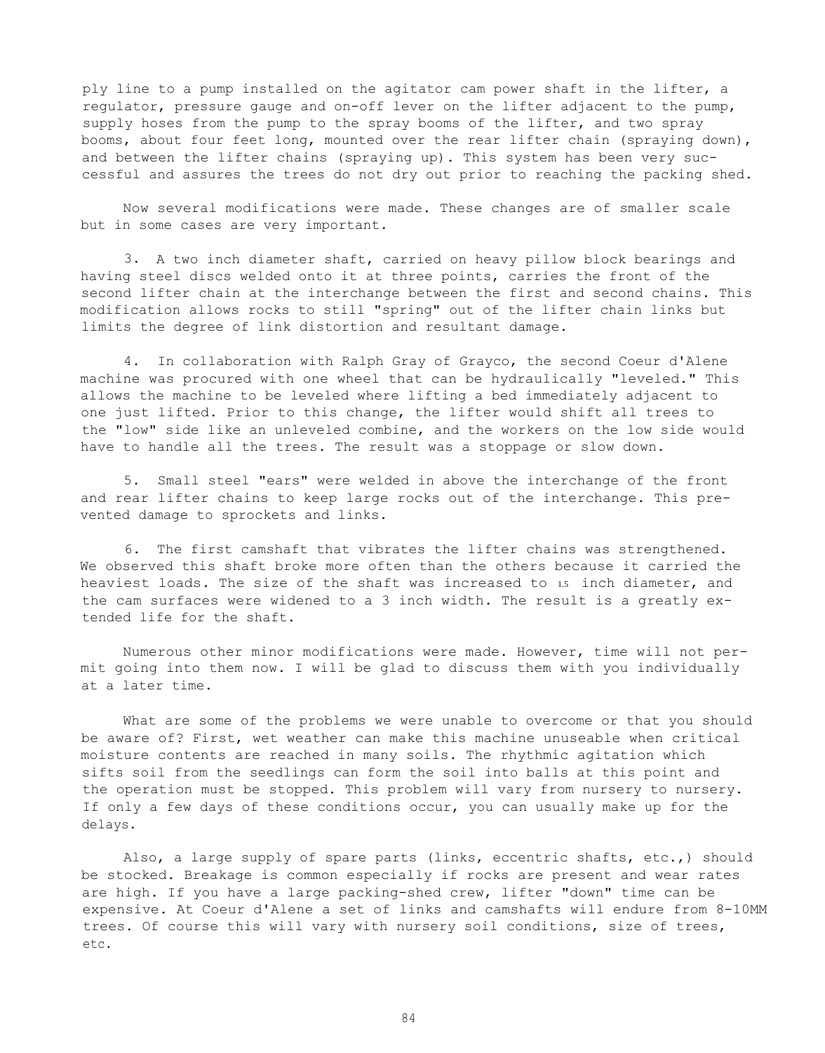ply line to a pump installed on the agitator cam power shaft in the lifter, a regulator, pressure gauge and on-off lever on the lifter adjacent to the pump, supply hoses from the pump to the spray booms of the lifter, and two spray booms, about four feet long, mounted over the rear lifter chain (spraying down), and between the lifter chains (spraying up). This system has been very successful and assures the trees do not dry out prior to reaching the packing shed.

Now several modifications were made. These changes are of smaller scale but in some cases are very important.

3. A two inch diameter shaft, carried on heavy pillow block bearings and having steel discs welded onto it at three points, carries the front of the second lifter chain at the interchange between the first and second chains. This modification allows rocks to still "spring" out of the lifter chain links but limits the degree of link distortion and resultant damage.

4. In collaboration with Ralph Gray of Grayco, the second Coeur d'Alene machine was procured with one wheel that can be hydraulically "leveled." This allows the machine to be leveled where lifting a bed immediately adjacent to one just lifted. Prior to this change, the lifter would shift all trees to the "low" side like an unleveled combine, and the workers on the low side would have to handle all the trees. The result was a stoppage or slow down.

5. Small steel "ears" were welded in above the interchange of the front and rear lifter chains to keep large rocks out of the interchange. This prevented damage to sprockets and links.

6. The first camshaft that vibrates the lifter chains was strengthened. We observed this shaft broke more often than the others because it carried the heaviest loads. The size of the shaft was increased to 1.5 inch diameter, and the cam surfaces were widened to a 3 inch width. The result is a greatly extended life for the shaft.

Numerous other minor modifications were made. However, time will not permit going into them now. I will be glad to discuss them with you individually at a later time.

What are some of the problems we were unable to overcome or that you should be aware of? First, wet weather can make this machine unuseable when critical moisture contents are reached in many soils. The rhythmic agitation which sifts soil from the seedlings can form the soil into balls at this point and the operation must be stopped. This problem will vary from nursery to nursery. If only a few days of these conditions occur, you can usually make up for the delays.

Also, a large supply of spare parts (links, eccentric shafts, etc.,) should be stocked. Breakage is common especially if rocks are present and wear rates are high. If you have a large packing-shed crew, lifter "down" time can be expensive. At Coeur d'Alene a set of links and camshafts will endure from 8-10MM trees. Of course this will vary with nursery soil conditions, size of trees, etc.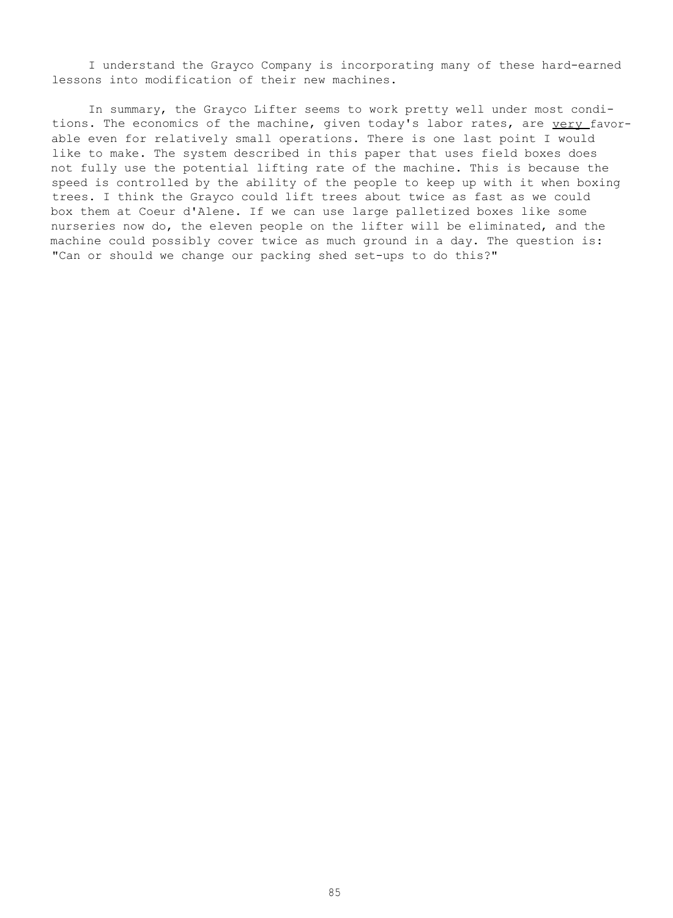I understand the Grayco Company is incorporating many of these hard-earned lessons into modification of their new machines.

In summary, the Grayco Lifter seems to work pretty well under most conditions. The economics of the machine, given today's labor rates, are <u>very</u> favorable even for relatively small operations. There is one last point I would like to make. The system described in this paper that uses field boxes does not fully use the potential lifting rate of the machine. This is because the speed is controlled by the ability of the people to keep up with it when boxing trees. I think the Grayco could lift trees about twice as fast as we could box them at Coeur d'Alene. If we can use large palletized boxes like some nurseries now do, the eleven people on the lifter will be eliminated, and the machine could possibly cover twice as much ground in a day. The question is: "Can or should we change our packing shed set-ups to do this?"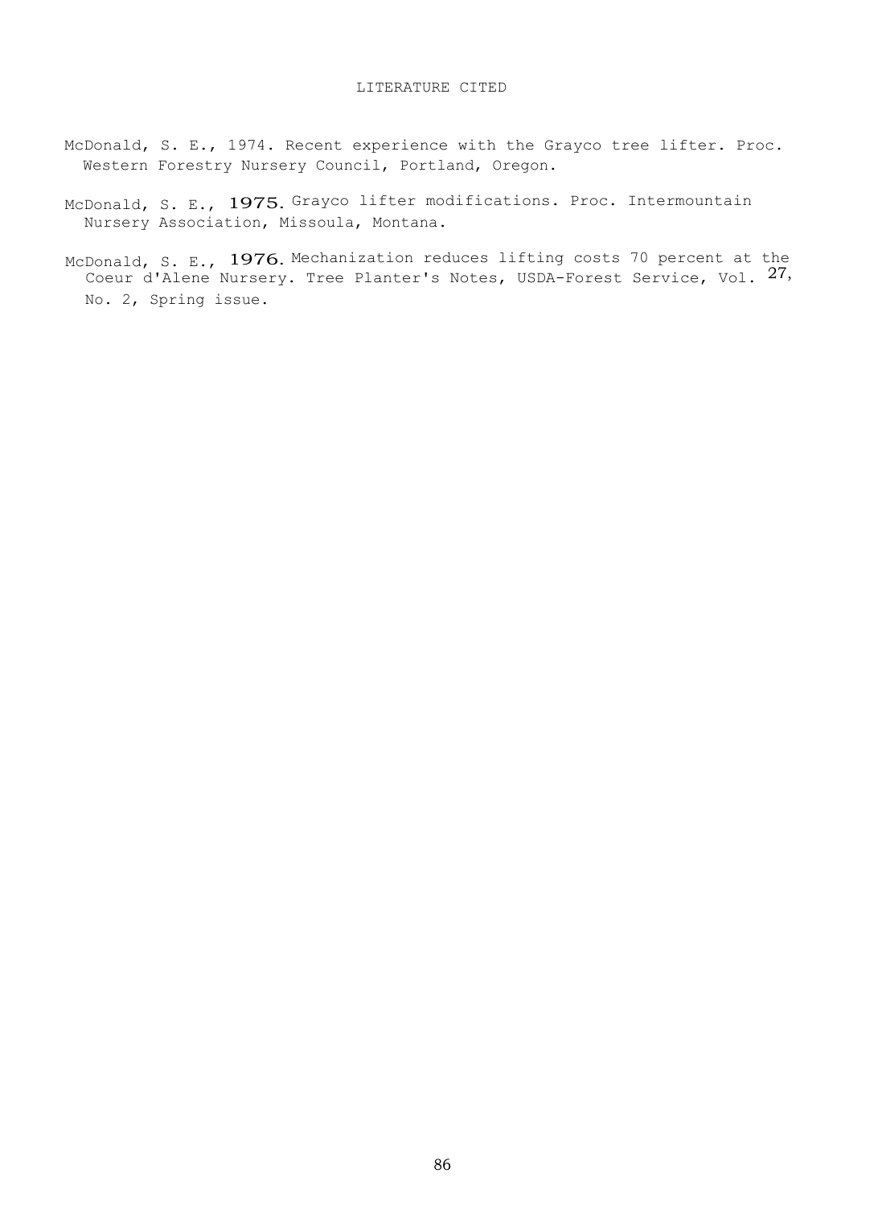## LITERATURE CITED

McDonald, S. E., 1974. Recent experience with the Grayco tree lifter. Proc. Western Forestry Nursery Council, Portland, Oregon.

McDonald, S. E., 1975. Grayco lifter modifications. Proc. Intermountain Nursery Association, Missoula, Montana.

McDonald, S. E., 1976. Mechanization reduces lifting costs 70 percent at the Coeur d'Alene Nursery. Tree Planter's Notes, USDA-Forest Service, Vol. 27, No. 2, Spring issue.